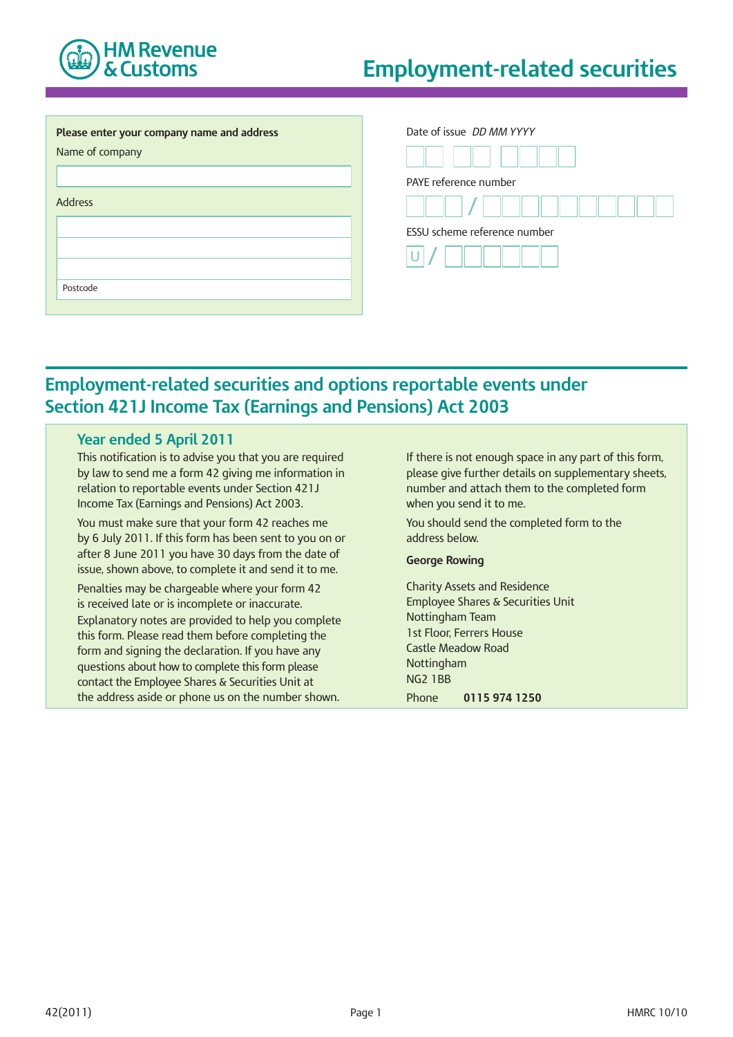HM Revenue & Customs

# Employment-related securities

**Please enter your company name and address**

Name of company

Address

Postcode

Date of issue *DD MM YYYY*

PAYE reference number

ESSU scheme reference number

U /

## Employment-related securities and options reportable events under Section 421J Income Tax (Earnings and Pensions) Act 2003

### Year ended 5 April 2011

This notification is to advise you that you are required by law to send me a form 42 giving me information in relation to reportable events under Section 421J Income Tax (Earnings and Pensions) Act 2003.

You must make sure that your form 42 reaches me by 6 July 2011. If this form has been sent to you on or after 8 June 2011 you have 30 days from the date of issue, shown above, to complete it and send it to me.

Penalties may be chargeable where your form 42 is received late or is incomplete or inaccurate. Explanatory notes are provided to help you complete this form. Please read them before completing the form and signing the declaration. If you have any questions about how to complete this form please contact the Employee Shares & Securities Unit at the address aside or phone us on the number shown.

If there is not enough space in any part of this form, please give further details on supplementary sheets, number and attach them to the completed form when you send it to me.

You should send the completed form to the address below.

**George Rowing**

Charity Assets and Residence
Employee Shares & Securities Unit
Nottingham Team
1st Floor, Ferrers House
Castle Meadow Road
Nottingham
NG2 1BB

Phone **0115 974 1250**

42(2011) HMRC 10/10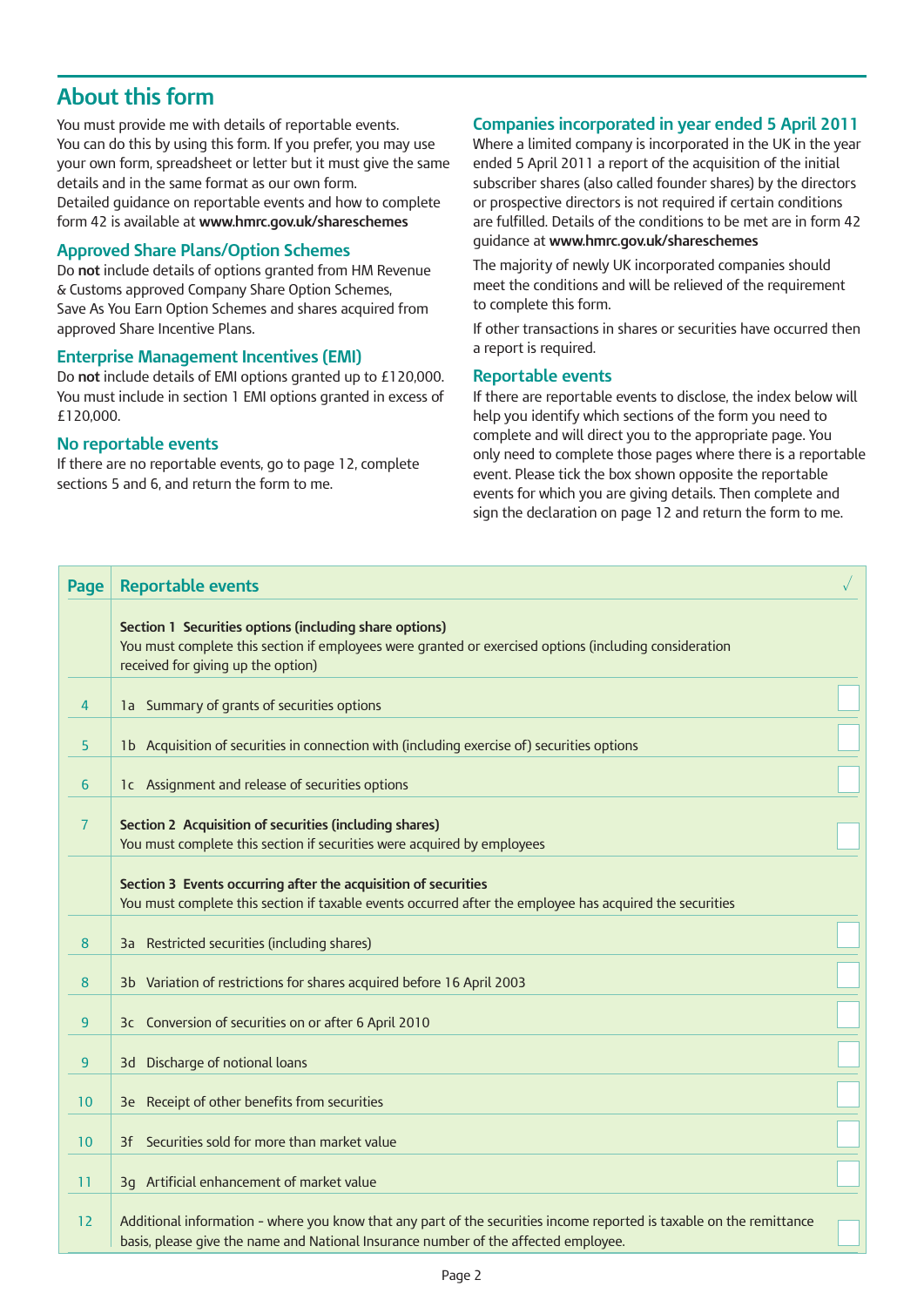## About this form

You must provide me with details of reportable events. You can do this by using this form. If you prefer, you may use your own form, spreadsheet or letter but it must give the same details and in the same format as our own form.
Detailed guidance on reportable events and how to complete form 42 is available at **www.hmrc.gov.uk/shareschemes**

### Approved Share Plans/Option Schemes

Do **not** include details of options granted from HM Revenue & Customs approved Company Share Option Schemes, Save As You Earn Option Schemes and shares acquired from approved Share Incentive Plans.

### Enterprise Management Incentives (EMI)

Do **not** include details of EMI options granted up to £120,000. You must include in section 1 EMI options granted in excess of £120,000.

### No reportable events

If there are no reportable events, go to page 12, complete sections 5 and 6, and return the form to me.

### Companies incorporated in year ended 5 April 2011

Where a limited company is incorporated in the UK in the year ended 5 April 2011 a report of the acquisition of the initial subscriber shares (also called founder shares) by the directors or prospective directors is not required if certain conditions are fulfilled. Details of the conditions to be met are in form 42 guidance at **www.hmrc.gov.uk/shareschemes**

The majority of newly UK incorporated companies should meet the conditions and will be relieved of the requirement to complete this form.

If other transactions in shares or securities have occurred then a report is required.

### Reportable events

If there are reportable events to disclose, the index below will help you identify which sections of the form you need to complete and will direct you to the appropriate page. You only need to complete those pages where there is a reportable event. Please tick the box shown opposite the reportable events for which you are giving details. Then complete and sign the declaration on page 12 and return the form to me.

| Page | Reportable events | √ |
|---|---|---|
| | **Section 1 Securities options (including share options)**<br>You must complete this section if employees were granted or exercised options (including consideration received for giving up the option) | |
| 4 | 1a Summary of grants of securities options | ☐ |
| 5 | 1b Acquisition of securities in connection with (including exercise of) securities options | ☐ |
| 6 | 1c Assignment and release of securities options | ☐ |
| 7 | **Section 2 Acquisition of securities (including shares)**<br>You must complete this section if securities were acquired by employees | ☐ |
| | **Section 3 Events occurring after the acquisition of securities**<br>You must complete this section if taxable events occurred after the employee has acquired the securities | |
| 8 | 3a Restricted securities (including shares) | ☐ |
| 8 | 3b Variation of restrictions for shares acquired before 16 April 2003 | ☐ |
| 9 | 3c Conversion of securities on or after 6 April 2010 | ☐ |
| 9 | 3d Discharge of notional loans | ☐ |
| 10 | 3e Receipt of other benefits from securities | ☐ |
| 10 | 3f Securities sold for more than market value | ☐ |
| 11 | 3g Artificial enhancement of market value | ☐ |
| 12 | Additional information - where you know that any part of the securities income reported is taxable on the remittance basis, please give the name and National Insurance number of the affected employee. | ☐ |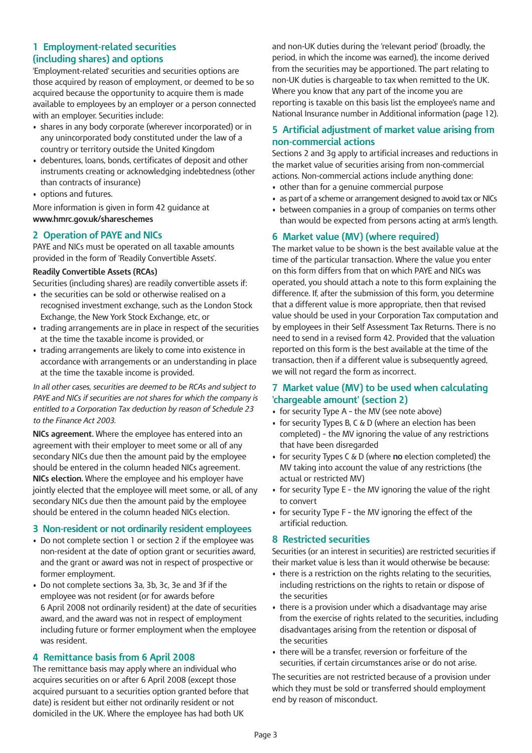## 1 Employment-related securities (including shares) and options

'Employment-related' securities and securities options are those acquired by reason of employment, or deemed to be so acquired because the opportunity to acquire them is made available to employees by an employer or a person connected with an employer. Securities include:

- shares in any body corporate (wherever incorporated) or in any unincorporated body constituted under the law of a country or territory outside the United Kingdom
- debentures, loans, bonds, certificates of deposit and other instruments creating or acknowledging indebtedness (other than contracts of insurance)
- options and futures.

More information is given in form 42 guidance at **www.hmrc.gov.uk/shareschemes**

## 2 Operation of PAYE and NICs

PAYE and NICs must be operated on all taxable amounts provided in the form of 'Readily Convertible Assets'.

**Readily Convertible Assets (RCAs)**

Securities (including shares) are readily convertible assets if:

- the securities can be sold or otherwise realised on a recognised investment exchange, such as the London Stock Exchange, the New York Stock Exchange, etc, or
- trading arrangements are in place in respect of the securities at the time the taxable income is provided, or
- trading arrangements are likely to come into existence in accordance with arrangements or an understanding in place at the time the taxable income is provided.

*In all other cases, securities are deemed to be RCAs and subject to PAYE and NICs if securities are not shares for which the company is entitled to a Corporation Tax deduction by reason of Schedule 23 to the Finance Act 2003.*

**NICs agreement.** Where the employee has entered into an agreement with their employer to meet some or all of any secondary NICs due then the amount paid by the employee should be entered in the column headed NICs agreement.
**NICs election.** Where the employee and his employer have jointly elected that the employee will meet some, or all, of any secondary NICs due then the amount paid by the employee should be entered in the column headed NICs election.

## 3 Non-resident or not ordinarily resident employees

- Do not complete section 1 or section 2 if the employee was non-resident at the date of option grant or securities award, and the grant or award was not in respect of prospective or former employment.
- Do not complete sections 3a, 3b, 3c, 3e and 3f if the employee was not resident (or for awards before 6 April 2008 not ordinarily resident) at the date of securities award, and the award was not in respect of employment including future or former employment when the employee was resident.

## 4 Remittance basis from 6 April 2008

The remittance basis may apply where an individual who acquires securities on or after 6 April 2008 (except those acquired pursuant to a securities option granted before that date) is resident but either not ordinarily resident or not domiciled in the UK. Where the employee has had both UK and non-UK duties during the 'relevant period' (broadly, the period, in which the income was earned), the income derived from the securities may be apportioned. The part relating to non-UK duties is chargeable to tax when remitted to the UK. Where you know that any part of the income you are reporting is taxable on this basis list the employee's name and National Insurance number in Additional information (page 12).

## 5 Artificial adjustment of market value arising from non-commercial actions

Sections 2 and 3g apply to artificial increases and reductions in the market value of securities arising from non-commercial actions. Non-commercial actions include anything done:

- other than for a genuine commercial purpose
- as part of a scheme or arrangement designed to avoid tax or NICs
- between companies in a group of companies on terms other than would be expected from persons acting at arm's length.

## 6 Market value (MV) (where required)

The market value to be shown is the best available value at the time of the particular transaction. Where the value you enter on this form differs from that on which PAYE and NICs was operated, you should attach a note to this form explaining the difference. If, after the submission of this form, you determine that a different value is more appropriate, then that revised value should be used in your Corporation Tax computation and by employees in their Self Assessment Tax Returns. There is no need to send in a revised form 42. Provided that the valuation reported on this form is the best available at the time of the transaction, then if a different value is subsequently agreed, we will not regard the form as incorrect.

## 7 Market value (MV) to be used when calculating 'chargeable amount' (section 2)

- for security Type A - the MV (see note above)
- for security Types B, C & D (where an election has been completed) - the MV ignoring the value of any restrictions that have been disregarded
- for security Types C & D (where **no** election completed) the MV taking into account the value of any restrictions (the actual or restricted MV)
- for security Type E - the MV ignoring the value of the right to convert
- for security Type F - the MV ignoring the effect of the artificial reduction.

## 8 Restricted securities

Securities (or an interest in securities) are restricted securities if their market value is less than it would otherwise be because:

- there is a restriction on the rights relating to the securities, including restrictions on the rights to retain or dispose of the securities
- there is a provision under which a disadvantage may arise from the exercise of rights related to the securities, including disadvantages arising from the retention or disposal of the securities
- there will be a transfer, reversion or forfeiture of the securities, if certain circumstances arise or do not arise.

The securities are not restricted because of a provision under which they must be sold or transferred should employment end by reason of misconduct.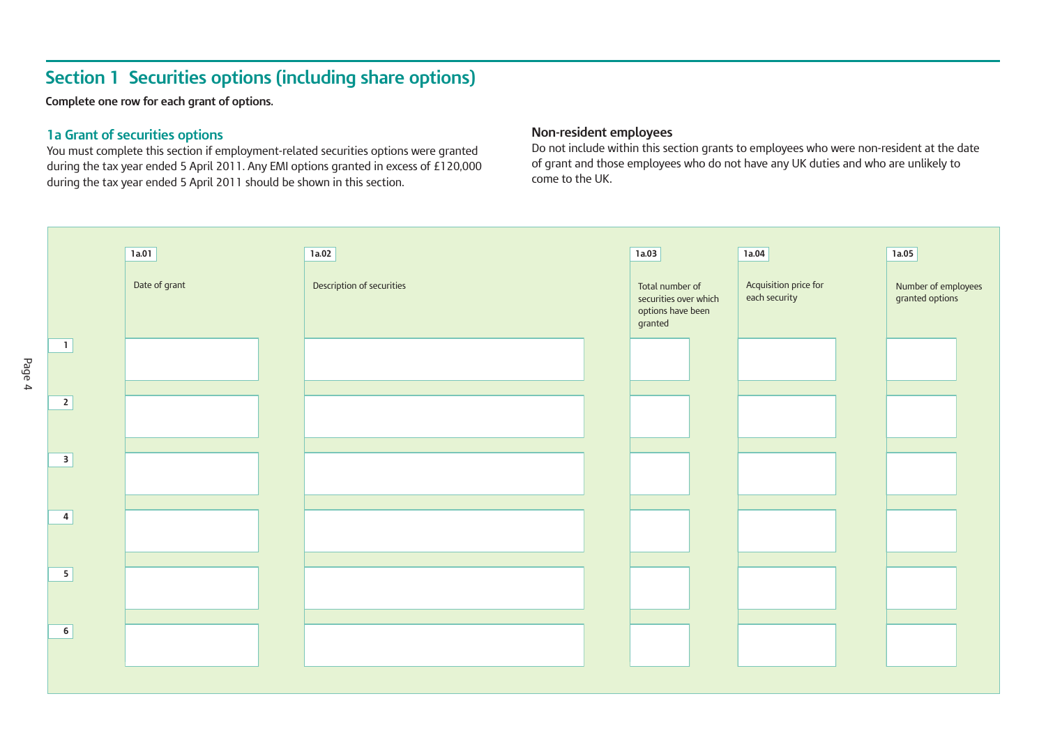## Section 1 Securities options (including share options)

**Complete one row for each grant of options.**

### 1a Grant of securities options

You must complete this section if employment-related securities options were granted during the tax year ended 5 April 2011. Any EMI options granted in excess of £120,000 during the tax year ended 5 April 2011 should be shown in this section.

### Non-resident employees

Do not include within this section grants to employees who were non-resident at the date of grant and those employees who do not have any UK duties and who are unlikely to come to the UK.

| | 1a.01 Date of grant | 1a.02 Description of securities | 1a.03 Total number of securities over which options have been granted | 1a.04 Acquisition price for each security | 1a.05 Number of employees granted options |
|---|---|---|---|---|---|
| 1 | | | | | |
| 2 | | | | | |
| 3 | | | | | |
| 4 | | | | | |
| 5 | | | | | |
| 6 | | | | | |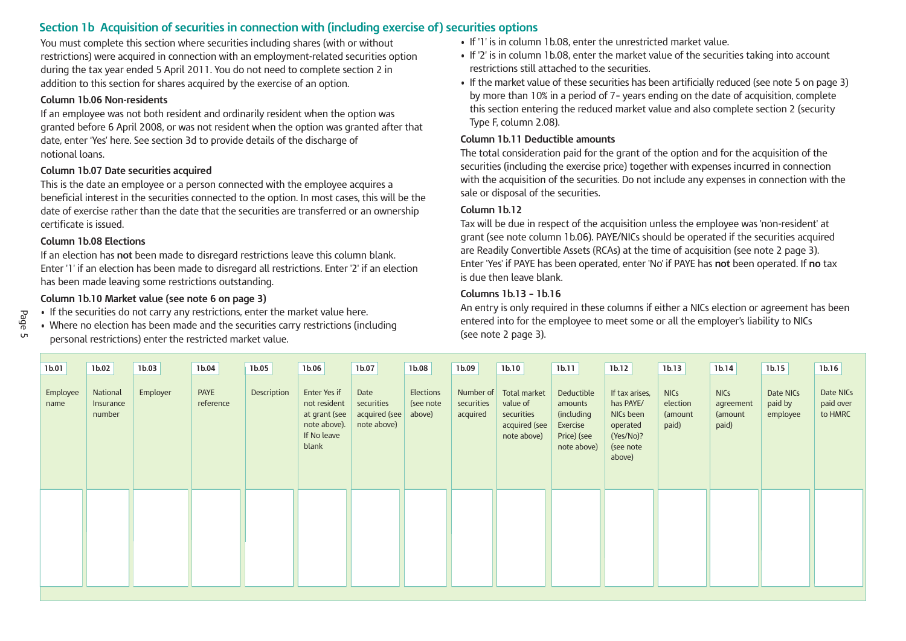## Section 1b Acquisition of securities in connection with (including exercise of) securities options

You must complete this section where securities including shares (with or without restrictions) were acquired in connection with an employment-related securities option during the tax year ended 5 April 2011. You do not need to complete section 2 in addition to this section for shares acquired by the exercise of an option.

### Column 1b.06 Non-residents

If an employee was not both resident and ordinarily resident when the option was granted before 6 April 2008, or was not resident when the option was granted after that date, enter 'Yes' here. See section 3d to provide details of the discharge of notional loans.

### Column 1b.07 Date securities acquired

This is the date an employee or a person connected with the employee acquires a beneficial interest in the securities connected to the option. In most cases, this will be the date of exercise rather than the date that the securities are transferred or an ownership certificate is issued.

### Column 1b.08 Elections

If an election has **not** been made to disregard restrictions leave this column blank. Enter '1' if an election has been made to disregard all restrictions. Enter '2' if an election has been made leaving some restrictions outstanding.

### Column 1b.10 Market value (see note 6 on page 3)

- If the securities do not carry any restrictions, enter the market value here.
- Where no election has been made and the securities carry restrictions (including personal restrictions) enter the restricted market value.
- If '1' is in column 1b.08, enter the unrestricted market value.
- If '2' is in column 1b.08, enter the market value of the securities taking into account restrictions still attached to the securities.
- If the market value of these securities has been artificially reduced (see note 5 on page 3) by more than 10% in a period of 7- years ending on the date of acquisition, complete this section entering the reduced market value and also complete section 2 (security Type F, column 2.08).

### Column 1b.11 Deductible amounts

The total consideration paid for the grant of the option and for the acquisition of the securities (including the exercise price) together with expenses incurred in connection with the acquisition of the securities. Do not include any expenses in connection with the sale or disposal of the securities.

### Column 1b.12

Tax will be due in respect of the acquisition unless the employee was 'non-resident' at grant (see note column 1b.06). PAYE/NICs should be operated if the securities acquired are Readily Convertible Assets (RCAs) at the time of acquisition (see note 2 page 3). Enter 'Yes' if PAYE has been operated, enter 'No' if PAYE has **not** been operated. If **no** tax is due then leave blank.

### Columns 1b.13 – 1b.16

An entry is only required in these columns if either a NICs election or agreement has been entered into for the employee to meet some or all the employer's liability to NICs (see note 2 page 3).

| 1b.01 | 1b.02 | 1b.03 | 1b.04 | 1b.05 | 1b.06 | 1b.07 | 1b.08 | 1b.09 | 1b.10 | 1b.11 | 1b.12 | 1b.13 | 1b.14 | 1b.15 | 1b.16 |
|---|---|---|---|---|---|---|---|---|---|---|---|---|---|---|---|
| Employee name | National Insurance number | Employer | PAYE reference | Description | Enter Yes if not resident at grant (see note above). If No leave blank | Date securities acquired (see note above) | Elections (see note above) | Number of securities acquired | Total market value of securities acquired (see note above) | Deductible amounts (including Exercise Price) (see note above) | If tax arises, has PAYE/ NICs been operated (Yes/No)? (see note above) | NICs election (amount paid) | NICs agreement (amount paid) | Date NICs paid by employee | Date NICs paid over to HMRC |
| | | | | | | | | | | | | | | | |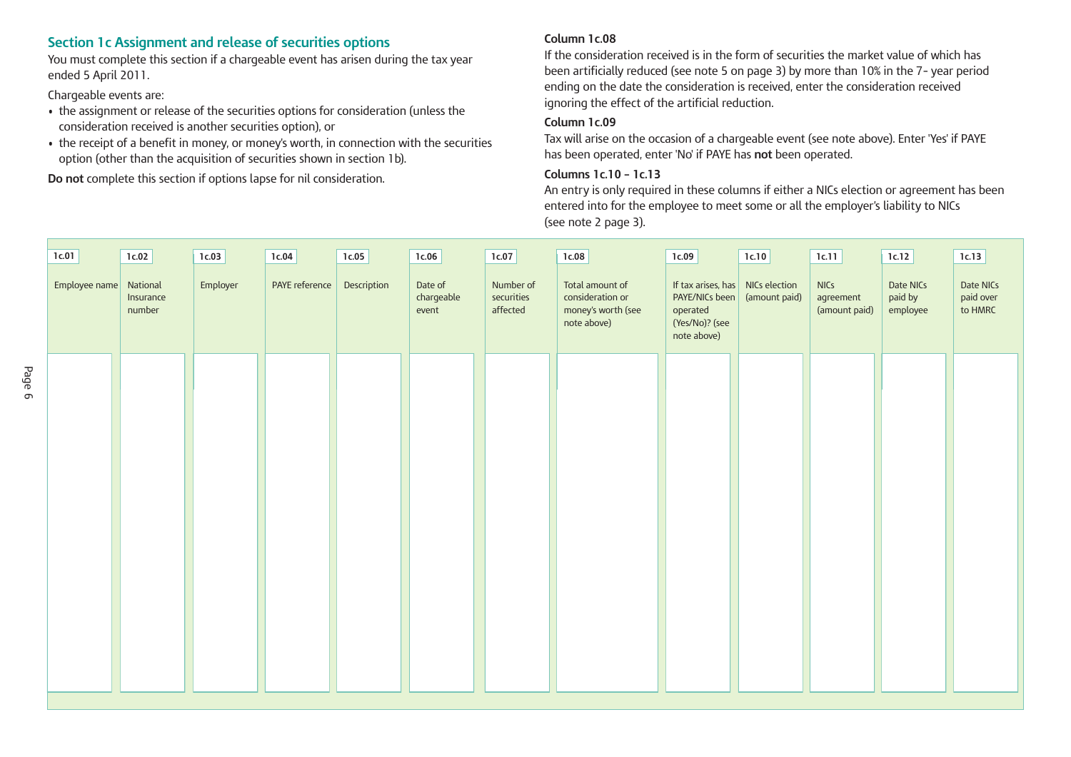## Section 1c Assignment and release of securities options

You must complete this section if a chargeable event has arisen during the tax year ended 5 April 2011.

Chargeable events are:

- the assignment or release of the securities options for consideration (unless the consideration received is another securities option), or
- the receipt of a benefit in money, or money's worth, in connection with the securities option (other than the acquisition of securities shown in section 1b).

**Do not** complete this section if options lapse for nil consideration.

### Column 1c.08

If the consideration received is in the form of securities the market value of which has been artificially reduced (see note 5 on page 3) by more than 10% in the 7- year period ending on the date the consideration is received, enter the consideration received ignoring the effect of the artificial reduction.

### Column 1c.09

Tax will arise on the occasion of a chargeable event (see note above). Enter 'Yes' if PAYE has been operated, enter 'No' if PAYE has **not** been operated.

### Columns 1c.10 – 1c.13

An entry is only required in these columns if either a NICs election or agreement has been entered into for the employee to meet some or all the employer's liability to NICs (see note 2 page 3).

| 1c.01 | 1c.02 | 1c.03 | 1c.04 | 1c.05 | 1c.06 | 1c.07 | 1c.08 | 1c.09 | 1c.10 | 1c.11 | 1c.12 | 1c.13 |
|---|---|---|---|---|---|---|---|---|---|---|---|---|
| Employee name | National Insurance number | Employer | PAYE reference | Description | Date of chargeable event | Number of securities affected | Total amount of consideration or money's worth (see note above) | If tax arises, has PAYE/NICs been operated (Yes/No)? (see note above) | NICs election (amount paid) | NICs agreement (amount paid) | Date NICs paid by employee | Date NICs paid over to HMRC |
| | | | | | | | | | | | | |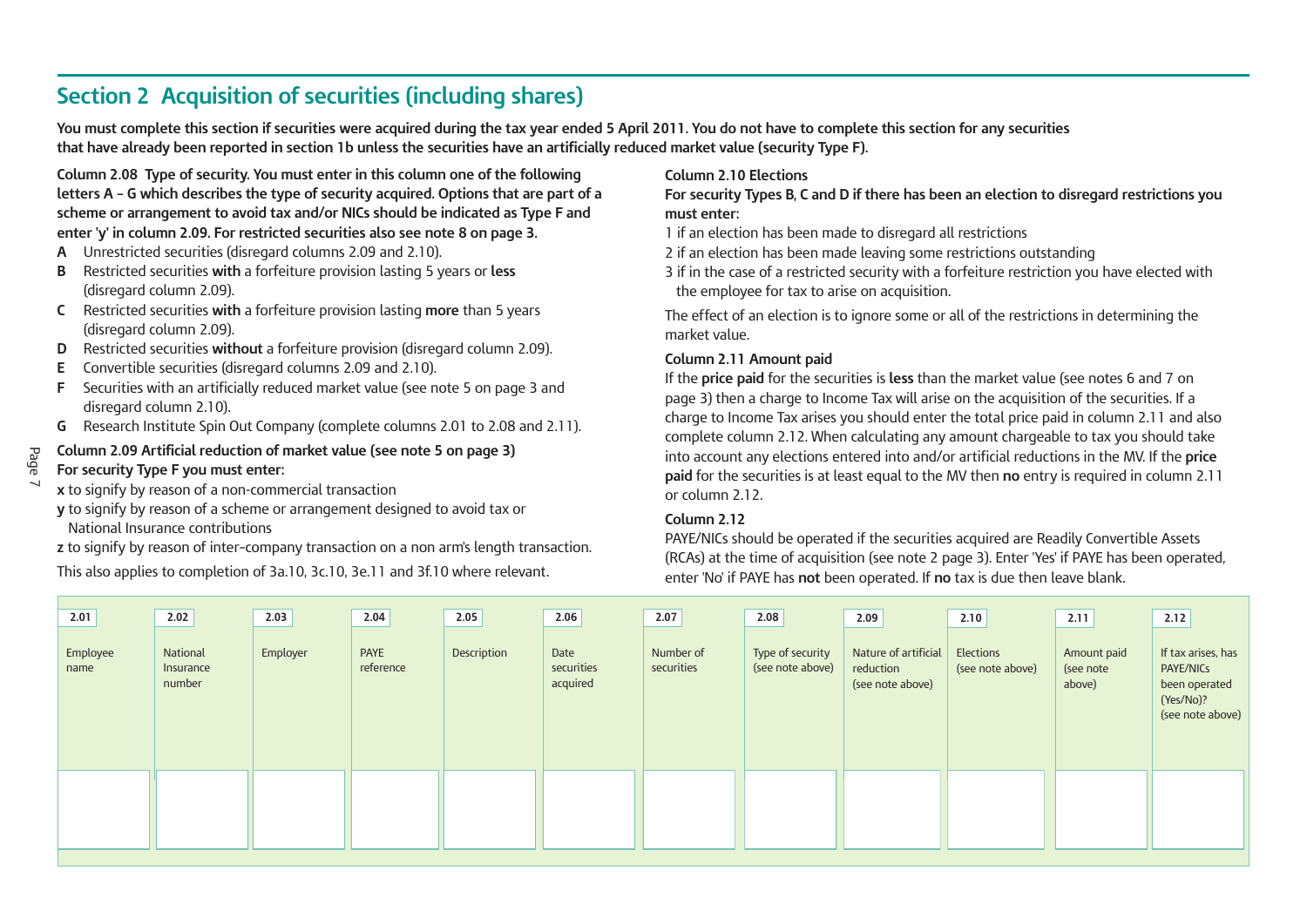## Section 2 Acquisition of securities (including shares)

**You must complete this section if securities were acquired during the tax year ended 5 April 2011. You do not have to complete this section for any securities that have already been reported in section 1b unless the securities have an artificially reduced market value (security Type F).**

**Column 2.08 Type of security. You must enter in this column one of the following letters A – G which describes the type of security acquired. Options that are part of a scheme or arrangement to avoid tax and/or NICs should be indicated as Type F and enter 'y' in column 2.09. For restricted securities also see note 8 on page 3.**

- **A** Unrestricted securities (disregard columns 2.09 and 2.10).
- **B** Restricted securities **with** a forfeiture provision lasting 5 years or **less** (disregard column 2.09).
- **C** Restricted securities **with** a forfeiture provision lasting **more** than 5 years (disregard column 2.09).
- **D** Restricted securities **without** a forfeiture provision (disregard column 2.09).
- **E** Convertible securities (disregard columns 2.09 and 2.10).
- **F** Securities with an artificially reduced market value (see note 5 on page 3 and disregard column 2.10).
- **G** Research Institute Spin Out Company (complete columns 2.01 to 2.08 and 2.11).

**Column 2.09 Artificial reduction of market value (see note 5 on page 3)**
**For security Type F you must enter:**

- **x** to signify by reason of a non-commercial transaction
- **y** to signify by reason of a scheme or arrangement designed to avoid tax or National Insurance contributions
- **z** to signify by reason of inter-company transaction on a non arm's length transaction.

This also applies to completion of 3a.10, 3c.10, 3e.11 and 3f.10 where relevant.

**Column 2.10 Elections**
**For security Types B, C and D if there has been an election to disregard restrictions you must enter:**

1 if an election has been made to disregard all restrictions
2 if an election has been made leaving some restrictions outstanding
3 if in the case of a restricted security with a forfeiture restriction you have elected with the employee for tax to arise on acquisition.

The effect of an election is to ignore some or all of the restrictions in determining the market value.

**Column 2.11 Amount paid**
If the **price paid** for the securities is **less** than the market value (see notes 6 and 7 on page 3) then a charge to Income Tax will arise on the acquisition of the securities. If a charge to Income Tax arises you should enter the total price paid in column 2.11 and also complete column 2.12. When calculating any amount chargeable to tax you should take into account any elections entered into and/or artificial reductions in the MV. If the **price paid** for the securities is at least equal to the MV then **no** entry is required in column 2.11 or column 2.12.

**Column 2.12**
PAYE/NICs should be operated if the securities acquired are Readily Convertible Assets (RCAs) at the time of acquisition (see note 2 page 3). Enter 'Yes' if PAYE has been operated, enter 'No' if PAYE has **not** been operated. If **no** tax is due then leave blank.

| 2.01 | 2.02 | 2.03 | 2.04 | 2.05 | 2.06 | 2.07 | 2.08 | 2.09 | 2.10 | 2.11 | 2.12 |
|---|---|---|---|---|---|---|---|---|---|---|---|
| Employee name | National Insurance number | Employer | PAYE reference | Description | Date securities acquired | Number of securities | Type of security (see note above) | Nature of artificial reduction (see note above) | Elections (see note above) | Amount paid (see note above) | If tax arises, has PAYE/NICs been operated (Yes/No)? (see note above) |
| | | | | | | | | | | | |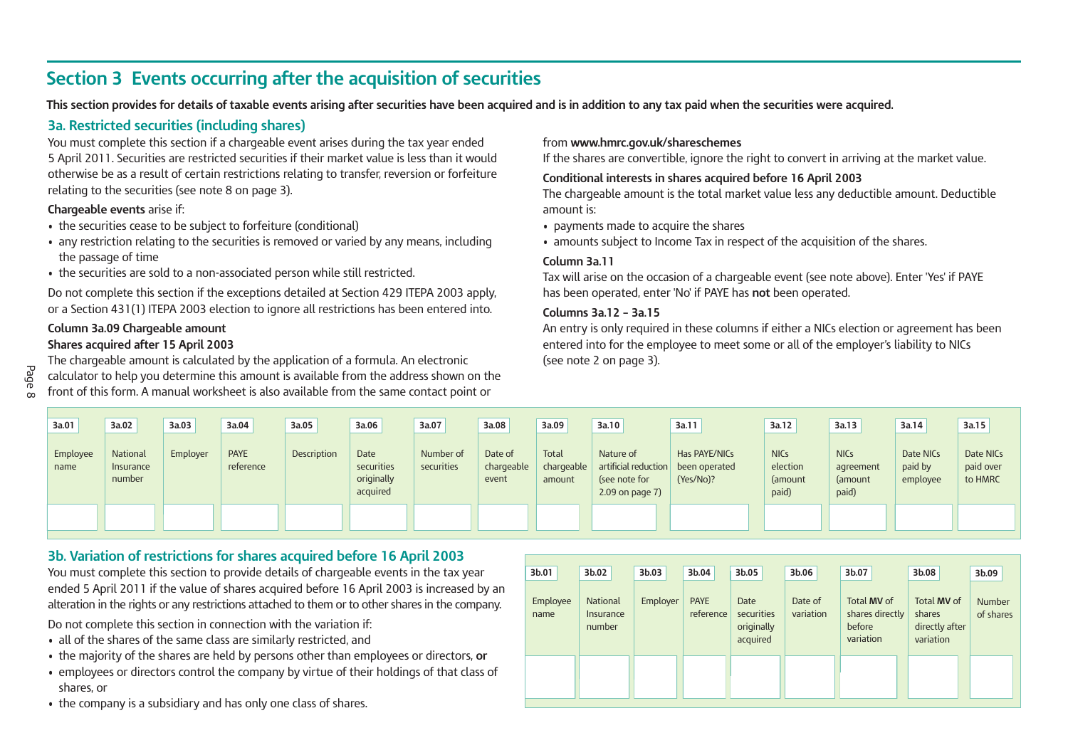# Section 3 Events occurring after the acquisition of securities

**This section provides for details of taxable events arising after securities have been acquired and is in addition to any tax paid when the securities were acquired.**

## 3a. Restricted securities (including shares)

You must complete this section if a chargeable event arises during the tax year ended 5 April 2011. Securities are restricted securities if their market value is less than it would otherwise be as a result of certain restrictions relating to transfer, reversion or forfeiture relating to the securities (see note 8 on page 3).

**Chargeable events** arise if:

- the securities cease to be subject to forfeiture (conditional)
- any restriction relating to the securities is removed or varied by any means, including the passage of time
- the securities are sold to a non-associated person while still restricted.

Do not complete this section if the exceptions detailed at Section 429 ITEPA 2003 apply, or a Section 431(1) ITEPA 2003 election to ignore all restrictions has been entered into.

**Column 3a.09 Chargeable amount**

**Shares acquired after 15 April 2003**

The chargeable amount is calculated by the application of a formula. An electronic calculator to help you determine this amount is available from the address shown on the front of this form. A manual worksheet is also available from the same contact point or from **www.hmrc.gov.uk/shareschemes**

If the shares are convertible, ignore the right to convert in arriving at the market value.

**Conditional interests in shares acquired before 16 April 2003**

The chargeable amount is the total market value less any deductible amount. Deductible amount is:

- payments made to acquire the shares
- amounts subject to Income Tax in respect of the acquisition of the shares.

**Column 3a.11**

Tax will arise on the occasion of a chargeable event (see note above). Enter 'Yes' if PAYE has been operated, enter 'No' if PAYE has **not** been operated.

**Columns 3a.12 – 3a.15**

An entry is only required in these columns if either a NICs election or agreement has been entered into for the employee to meet some or all of the employer's liability to NICs (see note 2 on page 3).

| 3a.01 | 3a.02 | 3a.03 | 3a.04 | 3a.05 | 3a.06 | 3a.07 | 3a.08 | 3a.09 | 3a.10 | 3a.11 | 3a.12 | 3a.13 | 3a.14 | 3a.15 |
|---|---|---|---|---|---|---|---|---|---|---|---|---|---|---|
| Employee name | National Insurance number | Employer | PAYE reference | Description | Date securities originally acquired | Number of securities | Date of chargeable event | Total chargeable amount | Nature of artificial reduction (see note for 2.09 on page 7) | Has PAYE/NICs been operated (Yes/No)? | NICs election (amount paid) | NICs agreement (amount paid) | Date NICs paid by employee | Date NICs paid over to HMRC |
| | | | | | | | | | | | | | | |

## 3b. Variation of restrictions for shares acquired before 16 April 2003

You must complete this section to provide details of chargeable events in the tax year ended 5 April 2011 if the value of shares acquired before 16 April 2003 is increased by an alteration in the rights or any restrictions attached to them or to other shares in the company.

Do not complete this section in connection with the variation if:

- all of the shares of the same class are similarly restricted, and
- the majority of the shares are held by persons other than employees or directors, **or**
- employees or directors control the company by virtue of their holdings of that class of shares, or
- the company is a subsidiary and has only one class of shares.

| 3b.01 | 3b.02 | 3b.03 | 3b.04 | 3b.05 | 3b.06 | 3b.07 | 3b.08 | 3b.09 |
|---|---|---|---|---|---|---|---|---|
| Employee name | National Insurance number | Employer | PAYE reference | Date securities originally acquired | Date of variation | Total **MV** of shares directly before variation | Total **MV** of shares directly after variation | Number of shares |
| | | | | | | | | |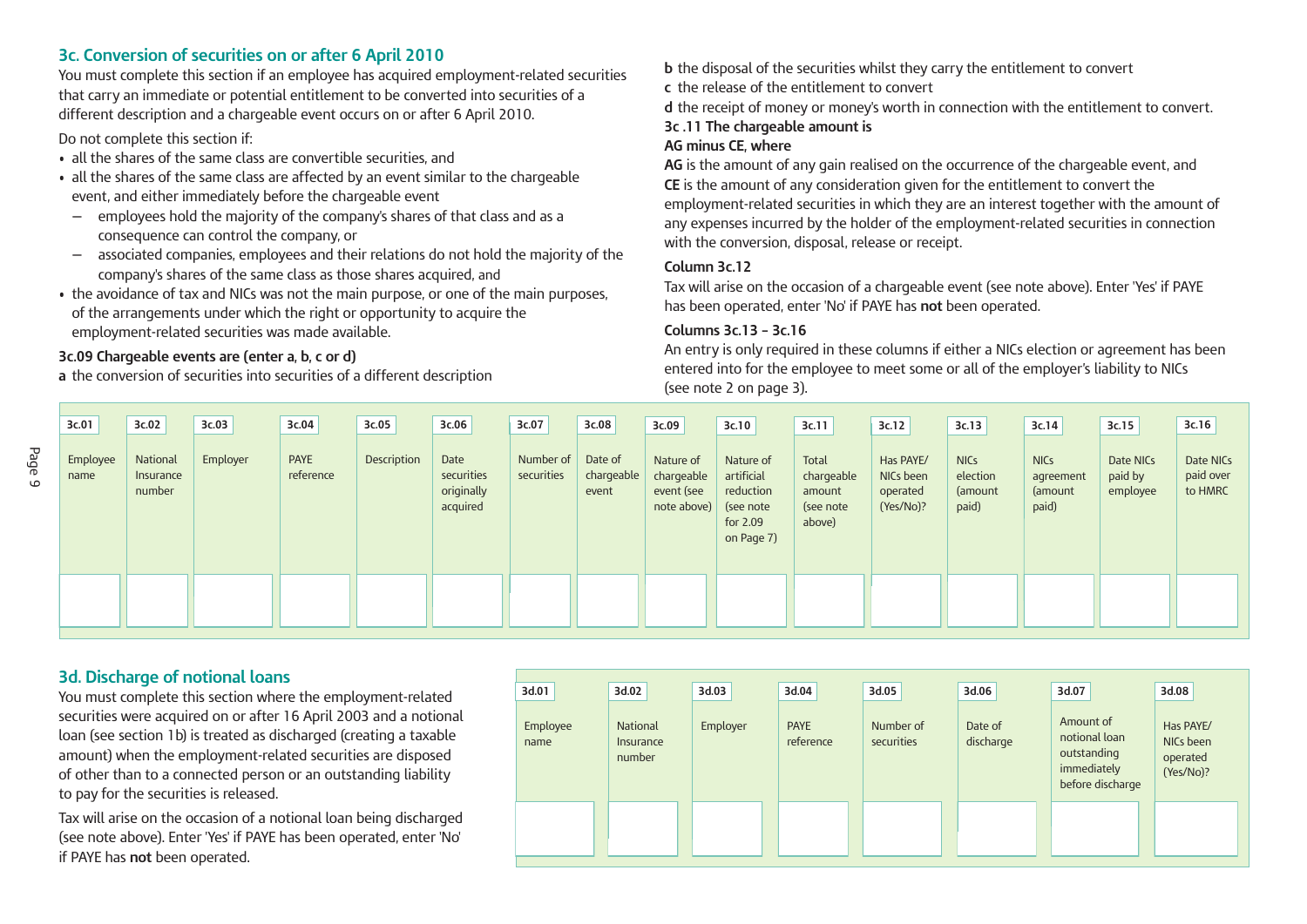## 3c. Conversion of securities on or after 6 April 2010

You must complete this section if an employee has acquired employment-related securities that carry an immediate or potential entitlement to be converted into securities of a different description and a chargeable event occurs on or after 6 April 2010.

Do not complete this section if:

- all the shares of the same class are convertible securities, and
- all the shares of the same class are affected by an event similar to the chargeable event, and either immediately before the chargeable event
  - employees hold the majority of the company's shares of that class and as a consequence can control the company, or
  - associated companies, employees and their relations do not hold the majority of the company's shares of the same class as those shares acquired, and
- the avoidance of tax and NICs was not the main purpose, or one of the main purposes, of the arrangements under which the right or opportunity to acquire the employment-related securities was made available.

**3c.09 Chargeable events are (enter a, b, c or d)**

**a** the conversion of securities into securities of a different description

**b** the disposal of the securities whilst they carry the entitlement to convert

**c** the release of the entitlement to convert

**d** the receipt of money or money's worth in connection with the entitlement to convert.

**3c .11 The chargeable amount is**

**AG minus CE, where**

**AG** is the amount of any gain realised on the occurrence of the chargeable event, and

**CE** is the amount of any consideration given for the entitlement to convert the employment-related securities in which they are an interest together with the amount of any expenses incurred by the holder of the employment-related securities in connection with the conversion, disposal, release or receipt.

**Column 3c.12**

Tax will arise on the occasion of a chargeable event (see note above). Enter 'Yes' if PAYE has been operated, enter 'No' if PAYE has **not** been operated.

**Columns 3c.13 – 3c.16**

An entry is only required in these columns if either a NICs election or agreement has been entered into for the employee to meet some or all of the employer's liability to NICs (see note 2 on page 3).

| 3c.01 | 3c.02 | 3c.03 | 3c.04 | 3c.05 | 3c.06 | 3c.07 | 3c.08 | 3c.09 | 3c.10 | 3c.11 | 3c.12 | 3c.13 | 3c.14 | 3c.15 | 3c.16 |
|---|---|---|---|---|---|---|---|---|---|---|---|---|---|---|---|
| Employee name | National Insurance number | Employer | PAYE reference | Description | Date securities originally acquired | Number of securities | Date of chargeable event | Nature of chargeable event (see note above) | Nature of artificial reduction (see note for 2.09 on Page 7) | Total chargeable amount (see note above) | Has PAYE/ NICs been operated (Yes/No)? | NICs election (amount paid) | NICs agreement (amount paid) | Date NICs paid by employee | Date NICs paid over to HMRC |
| | | | | | | | | | | | | | | | |

## 3d. Discharge of notional loans

You must complete this section where the employment-related securities were acquired on or after 16 April 2003 and a notional loan (see section 1b) is treated as discharged (creating a taxable amount) when the employment-related securities are disposed of other than to a connected person or an outstanding liability to pay for the securities is released.

Tax will arise on the occasion of a notional loan being discharged (see note above). Enter 'Yes' if PAYE has been operated, enter 'No' if PAYE has **not** been operated.

| 3d.01 | 3d.02 | 3d.03 | 3d.04 | 3d.05 | 3d.06 | 3d.07 | 3d.08 |
|---|---|---|---|---|---|---|---|
| Employee name | National Insurance number | Employer | PAYE reference | Number of securities | Date of discharge | Amount of notional loan outstanding immediately before discharge | Has PAYE/ NICs been operated (Yes/No)? |
| | | | | | | | |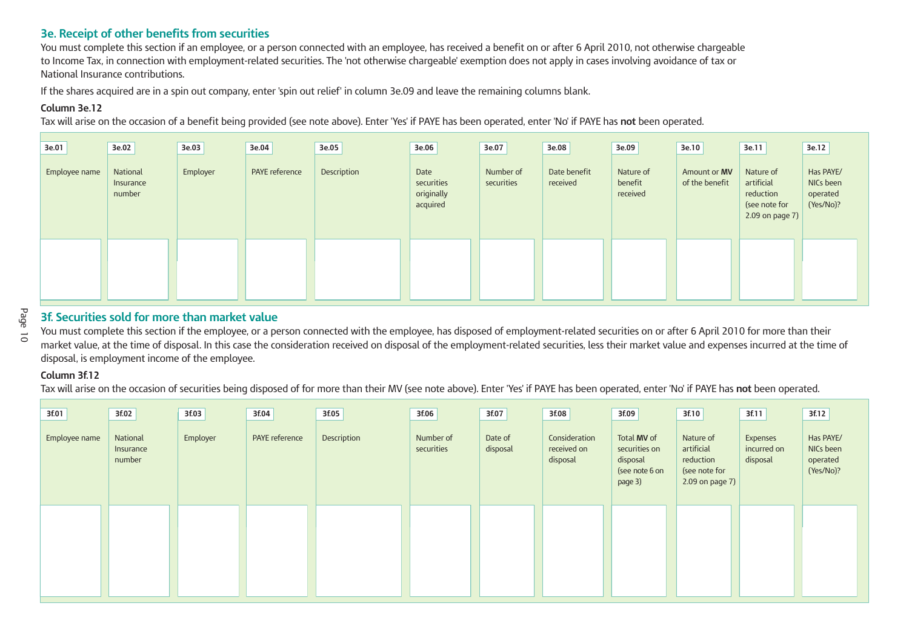## 3e. Receipt of other benefits from securities

You must complete this section if an employee, or a person connected with an employee, has received a benefit on or after 6 April 2010, not otherwise chargeable to Income Tax, in connection with employment-related securities. The 'not otherwise chargeable' exemption does not apply in cases involving avoidance of tax or National Insurance contributions.

If the shares acquired are in a spin out company, enter 'spin out relief' in column 3e.09 and leave the remaining columns blank.

**Column 3e.12**

Tax will arise on the occasion of a benefit being provided (see note above). Enter 'Yes' if PAYE has been operated, enter 'No' if PAYE has **not** been operated.

| 3e.01 | 3e.02 | 3e.03 | 3e.04 | 3e.05 | 3e.06 | 3e.07 | 3e.08 | 3e.09 | 3e.10 | 3e.11 | 3e.12 |
|---|---|---|---|---|---|---|---|---|---|---|---|
| Employee name | National Insurance number | Employer | PAYE reference | Description | Date securities originally acquired | Number of securities | Date benefit received | Nature of benefit received | Amount or **MV** of the benefit | Nature of artificial reduction (see note for 2.09 on page 7) | Has PAYE/ NICs been operated (Yes/No)? |
| | | | | | | | | | | | |

## 3f. Securities sold for more than market value

You must complete this section if the employee, or a person connected with the employee, has disposed of employment-related securities on or after 6 April 2010 for more than their market value, at the time of disposal. In this case the consideration received on disposal of the employment-related securities, less their market value and expenses incurred at the time of disposal, is employment income of the employee.

**Column 3f.12**

Tax will arise on the occasion of securities being disposed of for more than their MV (see note above). Enter 'Yes' if PAYE has been operated, enter 'No' if PAYE has **not** been operated.

| 3f.01 | 3f.02 | 3f.03 | 3f.04 | 3f.05 | 3f.06 | 3f.07 | 3f.08 | 3f.09 | 3f.10 | 3f.11 | 3f.12 |
|---|---|---|---|---|---|---|---|---|---|---|---|
| Employee name | National Insurance number | Employer | PAYE reference | Description | Number of securities | Date of disposal | Consideration received on disposal | Total **MV** of securities on disposal (see note 6 on page 3) | Nature of artificial reduction (see note for 2.09 on page 7) | Expenses incurred on disposal | Has PAYE/ NICs been operated (Yes/No)? |
| | | | | | | | | | | | |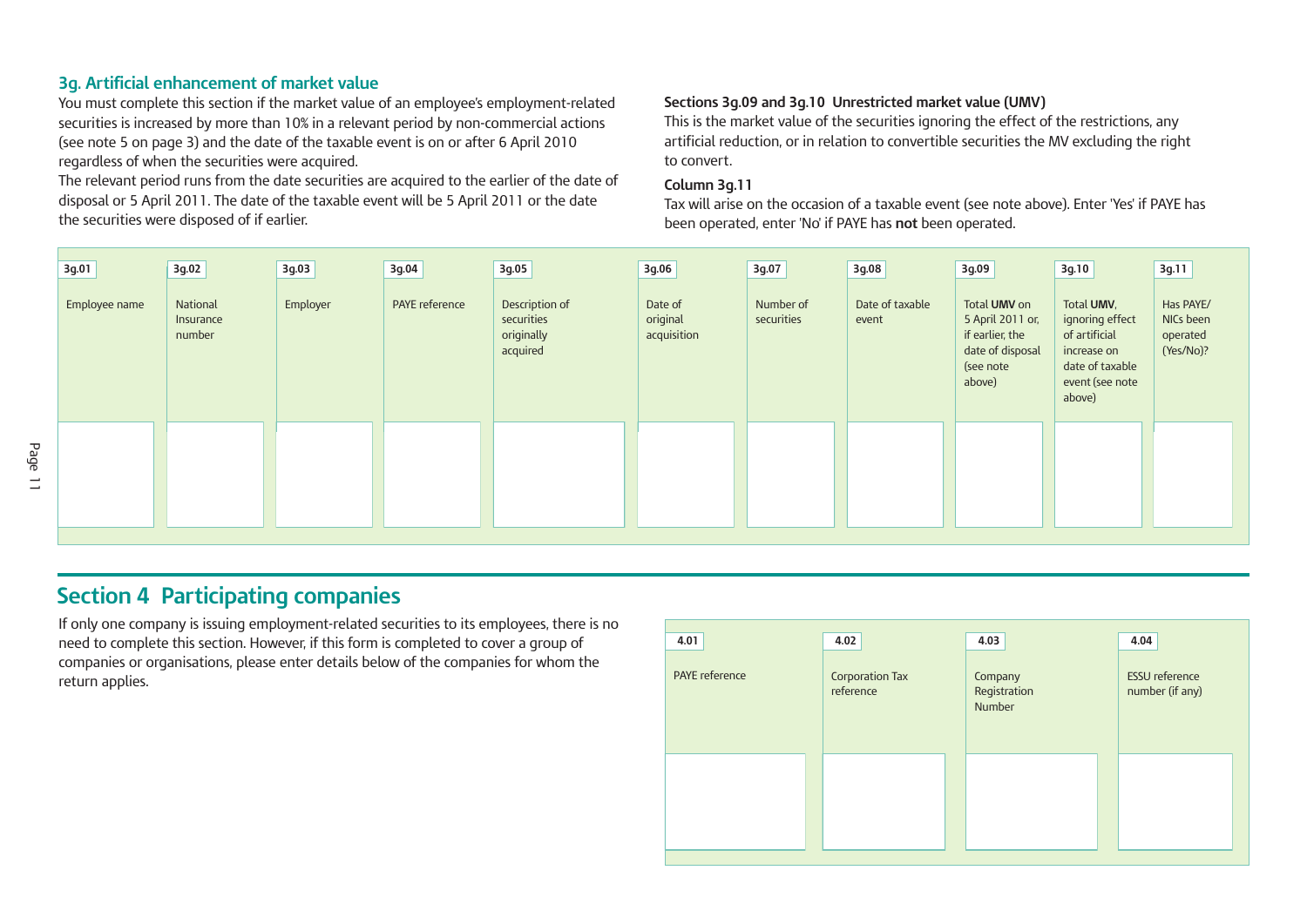### 3g. Artificial enhancement of market value

You must complete this section if the market value of an employee's employment-related securities is increased by more than 10% in a relevant period by non-commercial actions (see note 5 on page 3) and the date of the taxable event is on or after 6 April 2010 regardless of when the securities were acquired.

The relevant period runs from the date securities are acquired to the earlier of the date of disposal or 5 April 2011. The date of the taxable event will be 5 April 2011 or the date the securities were disposed of if earlier.

**Sections 3g.09 and 3g.10 Unrestricted market value (UMV)**

This is the market value of the securities ignoring the effect of the restrictions, any artificial reduction, or in relation to convertible securities the MV excluding the right to convert.

**Column 3g.11**

Tax will arise on the occasion of a taxable event (see note above). Enter 'Yes' if PAYE has been operated, enter 'No' if PAYE has **not** been operated.

| 3g.01 | 3g.02 | 3g.03 | 3g.04 | 3g.05 | 3g.06 | 3g.07 | 3g.08 | 3g.09 | 3g.10 | 3g.11 |
|---|---|---|---|---|---|---|---|---|---|---|
| Employee name | National Insurance number | Employer | PAYE reference | Description of securities originally acquired | Date of original acquisition | Number of securities | Date of taxable event | Total **UMV** on 5 April 2011 or, if earlier, the date of disposal (see note above) | Total **UMV**, ignoring effect of artificial increase on date of taxable event (see note above) | Has PAYE/ NICs been operated (Yes/No)? |
| | | | | | | | | | | |

## Section 4 Participating companies

If only one company is issuing employment-related securities to its employees, there is no need to complete this section. However, if this form is completed to cover a group of companies or organisations, please enter details below of the companies for whom the return applies.

| 4.01 | 4.02 | 4.03 | 4.04 |
|---|---|---|---|
| PAYE reference | Corporation Tax reference | Company Registration Number | ESSU reference number (if any) |
| | | | |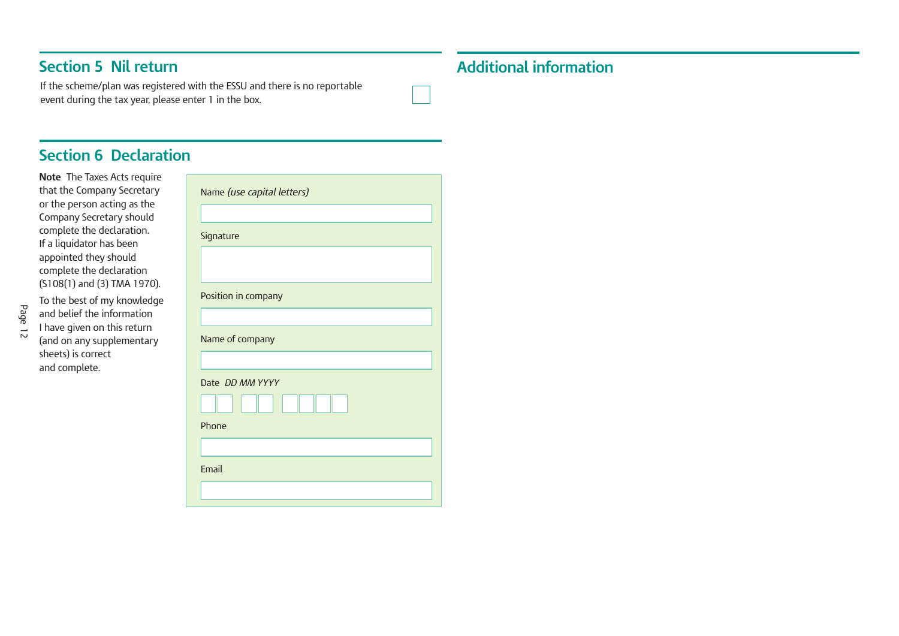## Section 5 Nil return

If the scheme/plan was registered with the ESSU and there is no reportable event during the tax year, please enter 1 in the box.

## Section 6 Declaration

**Note** The Taxes Acts require that the Company Secretary or the person acting as the Company Secretary should complete the declaration. If a liquidator has been appointed they should complete the declaration (S108(1) and (3) TMA 1970).

To the best of my knowledge and belief the information I have given on this return (and on any supplementary sheets) is correct and complete.

Name *(use capital letters)*

Signature

Position in company

Name of company

Date *DD MM YYYY*

Phone

Email

## Additional information